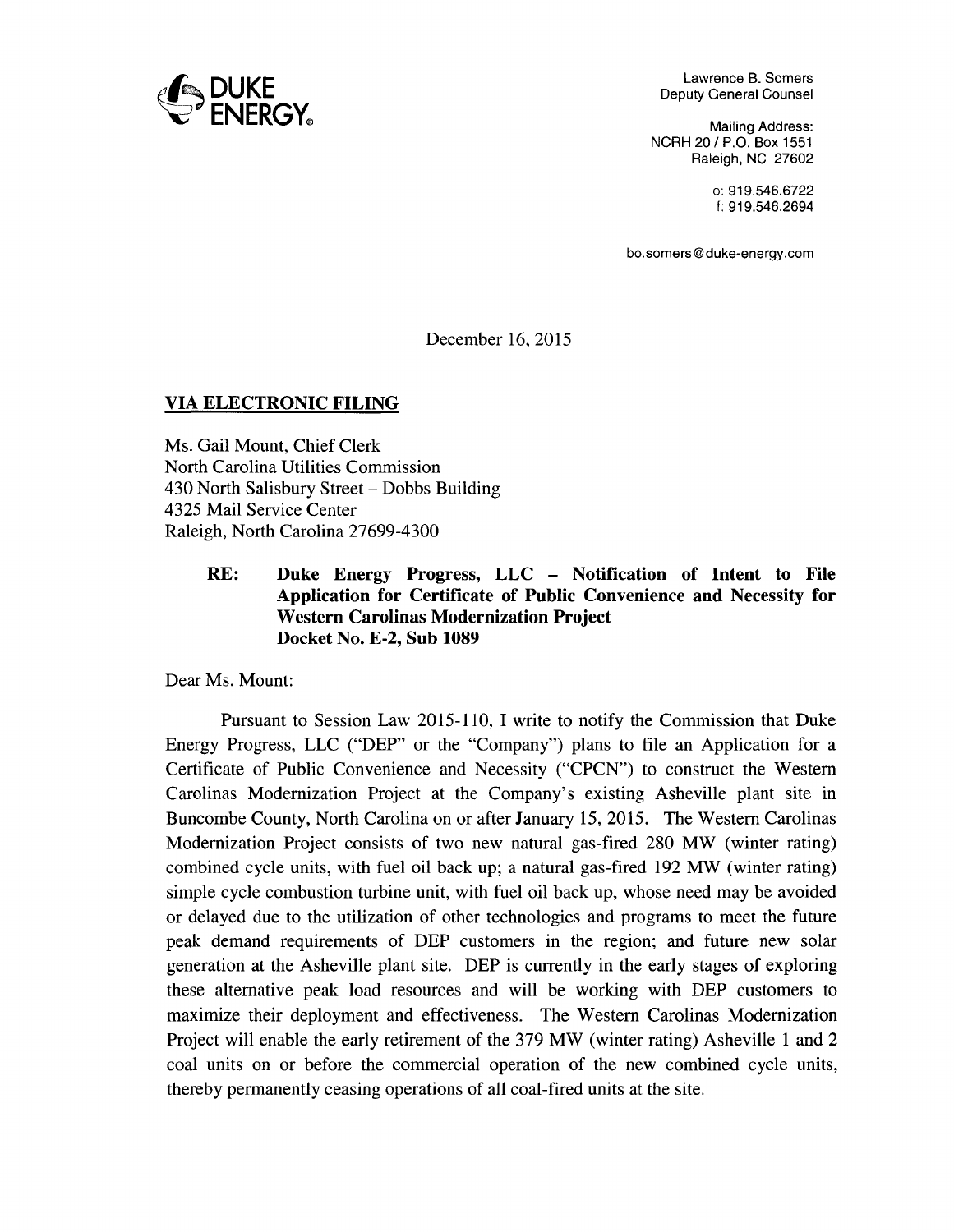DUKE ENERGY.

Lawrence B. Somers
Deputy General Counsel

Mailing Address:
NCRH 20 / P.O. Box 1551
Raleigh, NC 27602

o: 919.546.6722
f: 919.546.2694

bo.somers@duke-energy.com

December 16, 2015

**VIA ELECTRONIC FILING**

Ms. Gail Mount, Chief Clerk
North Carolina Utilities Commission
430 North Salisbury Street – Dobbs Building
4325 Mail Service Center
Raleigh, North Carolina 27699-4300

**RE: Duke Energy Progress, LLC – Notification of Intent to File Application for Certificate of Public Convenience and Necessity for Western Carolinas Modernization Project Docket No. E-2, Sub 1089**

Dear Ms. Mount:

Pursuant to Session Law 2015-110, I write to notify the Commission that Duke Energy Progress, LLC ("DEP" or the "Company") plans to file an Application for a Certificate of Public Convenience and Necessity ("CPCN") to construct the Western Carolinas Modernization Project at the Company's existing Asheville plant site in Buncombe County, North Carolina on or after January 15, 2015. The Western Carolinas Modernization Project consists of two new natural gas-fired 280 MW (winter rating) combined cycle units, with fuel oil back up; a natural gas-fired 192 MW (winter rating) simple cycle combustion turbine unit, with fuel oil back up, whose need may be avoided or delayed due to the utilization of other technologies and programs to meet the future peak demand requirements of DEP customers in the region; and future new solar generation at the Asheville plant site. DEP is currently in the early stages of exploring these alternative peak load resources and will be working with DEP customers to maximize their deployment and effectiveness. The Western Carolinas Modernization Project will enable the early retirement of the 379 MW (winter rating) Asheville 1 and 2 coal units on or before the commercial operation of the new combined cycle units, thereby permanently ceasing operations of all coal-fired units at the site.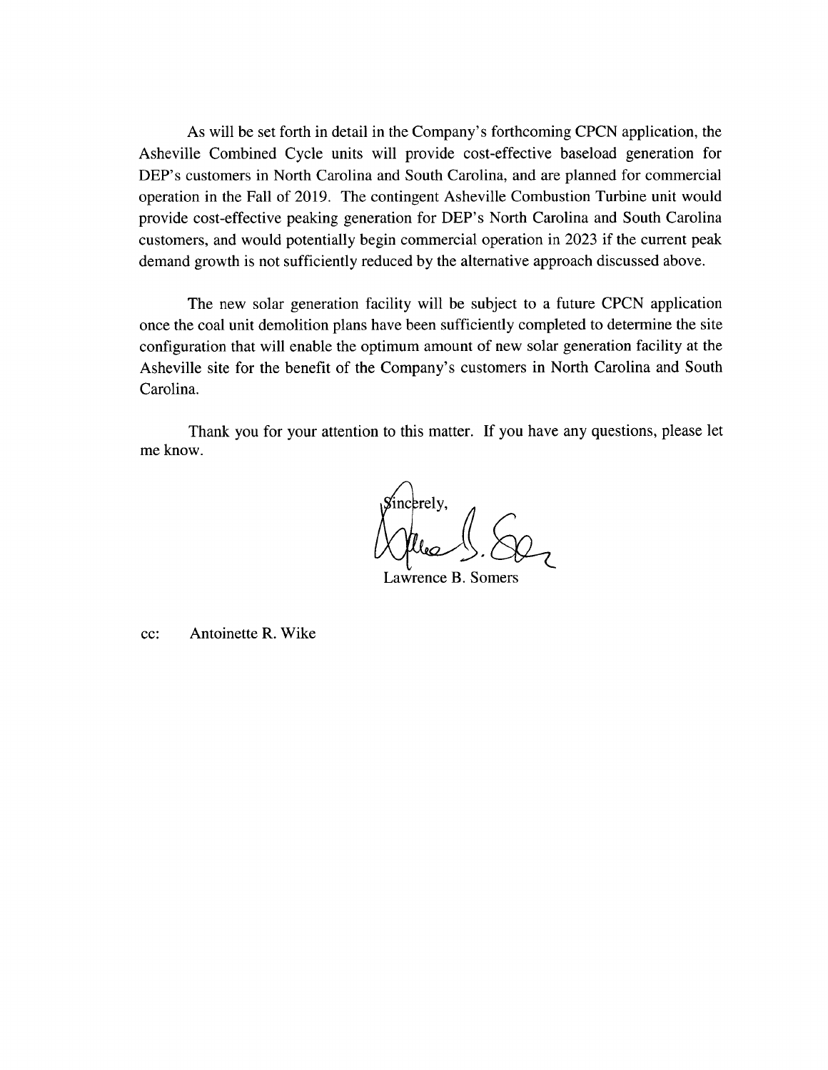As will be set forth in detail in the Company's forthcoming CPCN application, the Asheville Combined Cycle units will provide cost-effective baseload generation for DEP's customers in North Carolina and South Carolina, and are planned for commercial operation in the Fall of 2019. The contingent Asheville Combustion Turbine unit would provide cost-effective peaking generation for DEP's North Carolina and South Carolina customers, and would potentially begin commercial operation in 2023 if the current peak demand growth is not sufficiently reduced by the alternative approach discussed above.

The new solar generation facility will be subject to a future CPCN application once the coal unit demolition plans have been sufficiently completed to determine the site configuration that will enable the optimum amount of new solar generation facility at the Asheville site for the benefit of the Company's customers in North Carolina and South Carolina.

Thank you for your attention to this matter. If you have any questions, please let me know.

Sincerely,

Lawrence B. Somers

cc: Antoinette R. Wike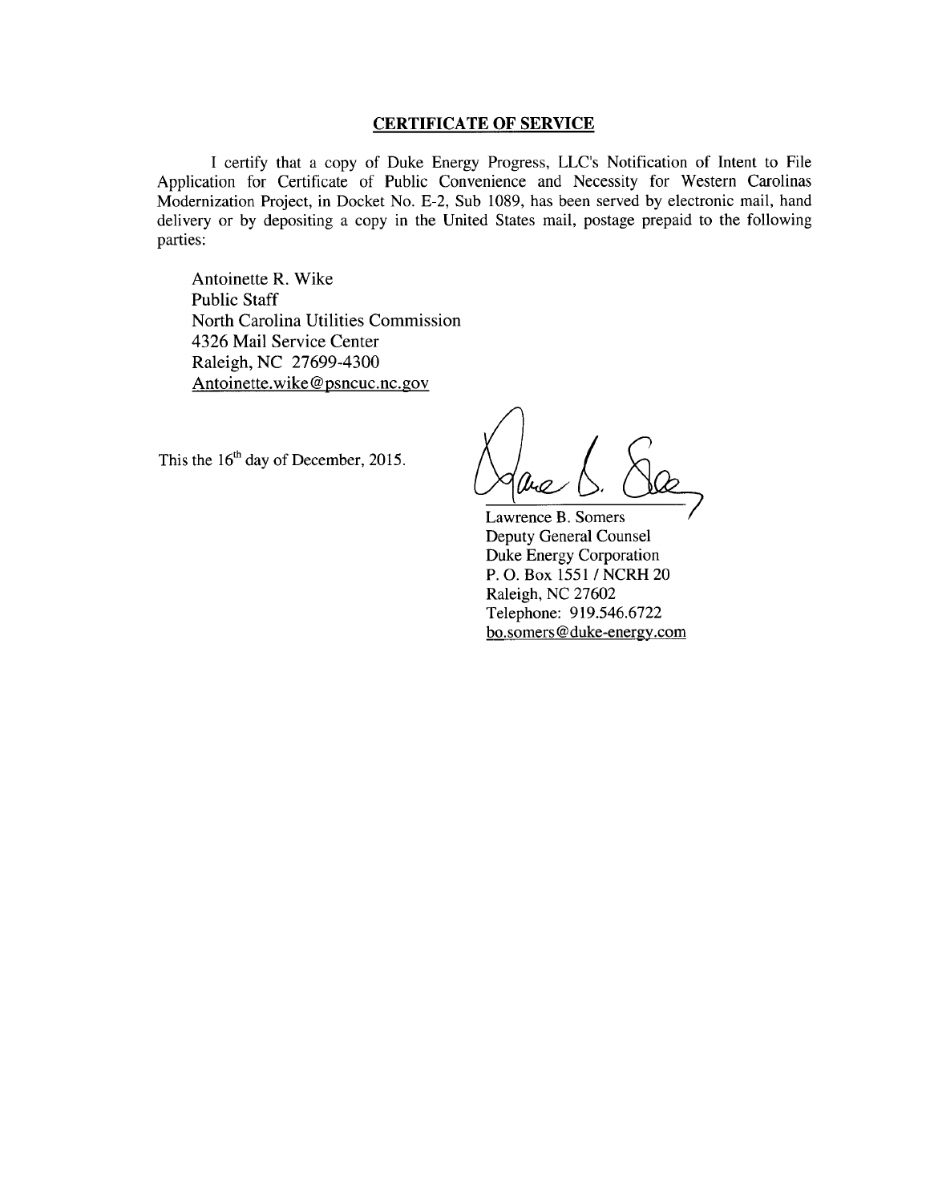## CERTIFICATE OF SERVICE

I certify that a copy of Duke Energy Progress, LLC's Notification of Intent to File Application for Certificate of Public Convenience and Necessity for Western Carolinas Modernization Project, in Docket No. E-2, Sub 1089, has been served by electronic mail, hand delivery or by depositing a copy in the United States mail, postage prepaid to the following parties:

Antoinette R. Wike  
Public Staff  
North Carolina Utilities Commission  
4326 Mail Service Center  
Raleigh, NC 27699-4300  
Antoinette.wike@psncuc.nc.gov

This the 16th day of December, 2015.

Lawrence B. Somers  
Deputy General Counsel  
Duke Energy Corporation  
P. O. Box 1551 / NCRH 20  
Raleigh, NC 27602  
Telephone: 919.546.6722  
bo.somers@duke-energy.com